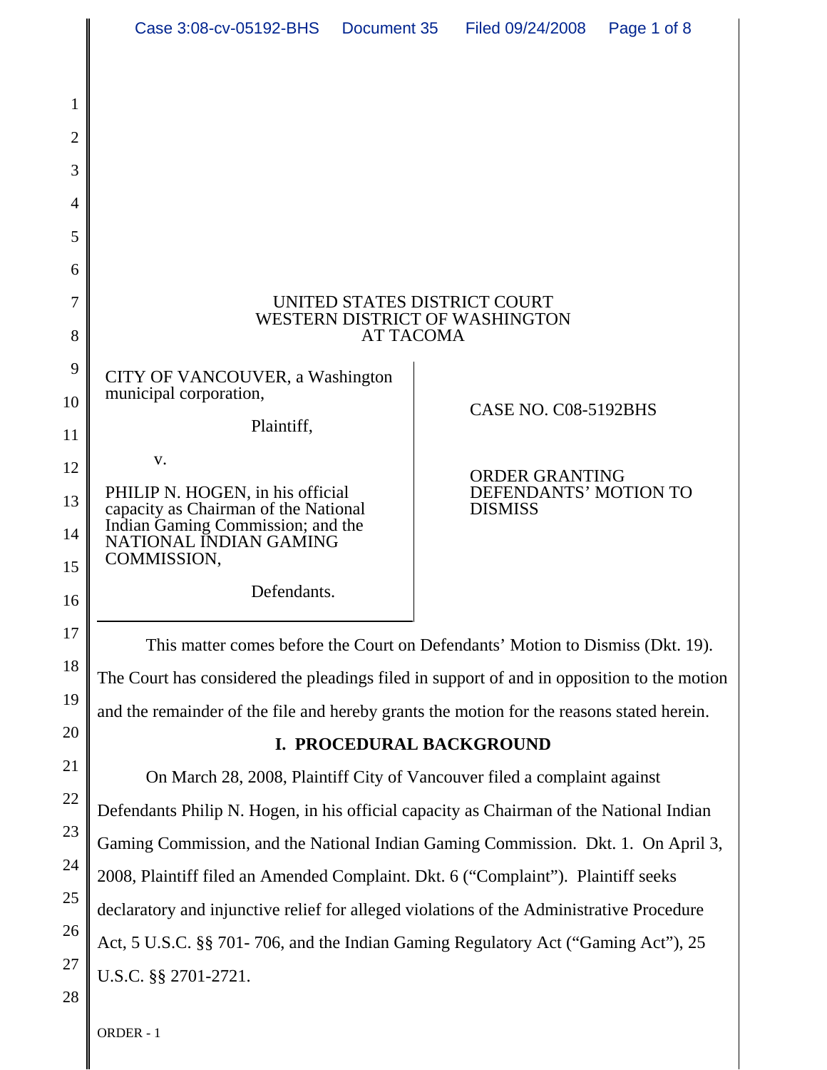UNITED STATES DISTRICT COURT
WESTERN DISTRICT OF WASHINGTON
AT TACOMA

CITY OF VANCOUVER, a Washington municipal corporation,

Plaintiff,

v.

PHILIP N. HOGEN, in his official capacity as Chairman of the National Indian Gaming Commission; and the NATIONAL INDIAN GAMING COMMISSION,

Defendants.

CASE NO. C08-5192BHS

ORDER GRANTING DEFENDANTS' MOTION TO DISMISS

This matter comes before the Court on Defendants' Motion to Dismiss (Dkt. 19). The Court has considered the pleadings filed in support of and in opposition to the motion and the remainder of the file and hereby grants the motion for the reasons stated herein.

## I. PROCEDURAL BACKGROUND

On March 28, 2008, Plaintiff City of Vancouver filed a complaint against Defendants Philip N. Hogen, in his official capacity as Chairman of the National Indian Gaming Commission, and the National Indian Gaming Commission. Dkt. 1. On April 3, 2008, Plaintiff filed an Amended Complaint. Dkt. 6 ("Complaint"). Plaintiff seeks declaratory and injunctive relief for alleged violations of the Administrative Procedure Act, 5 U.S.C. §§ 701- 706, and the Indian Gaming Regulatory Act ("Gaming Act"), 25 U.S.C. §§ 2701-2721.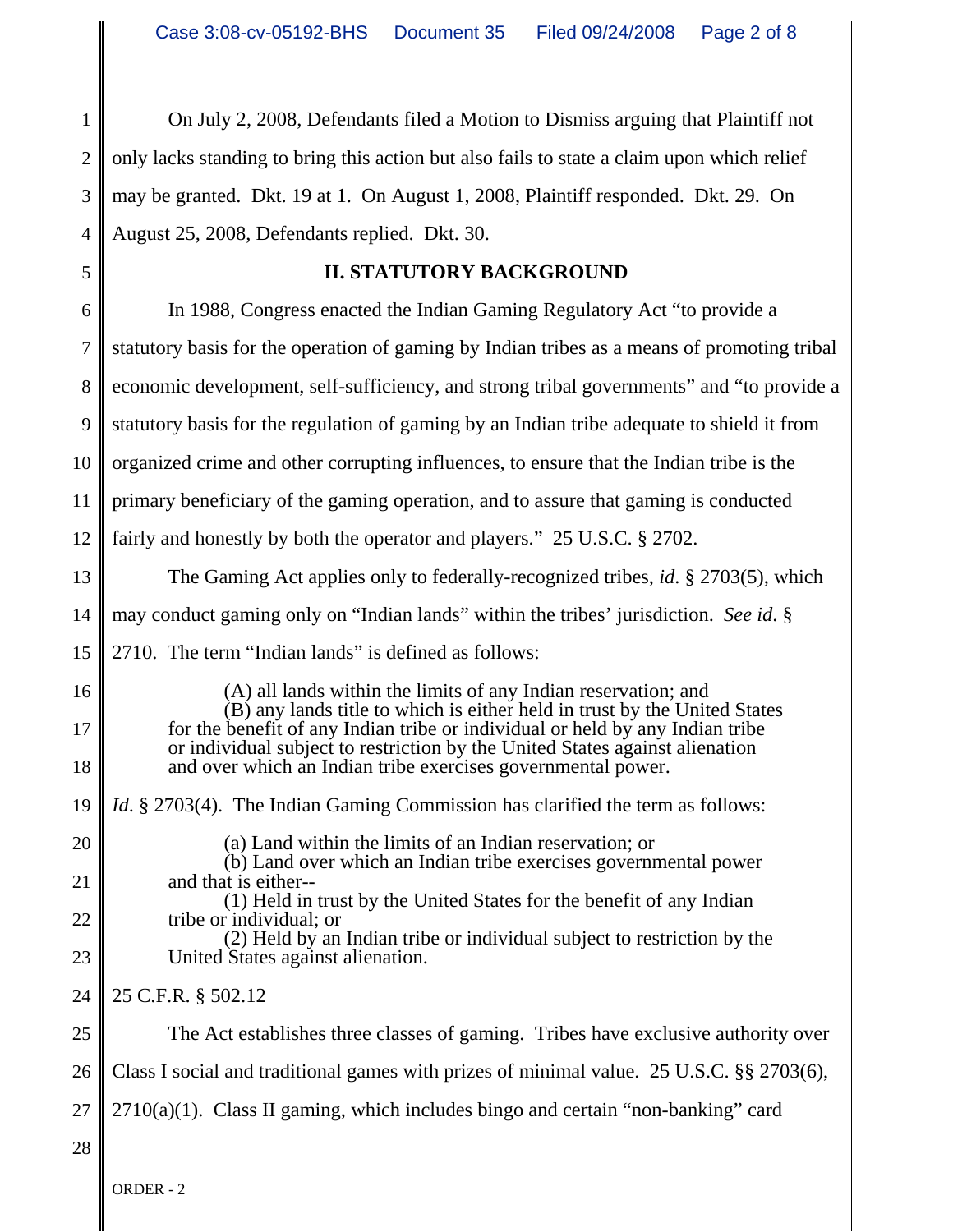On July 2, 2008, Defendants filed a Motion to Dismiss arguing that Plaintiff not only lacks standing to bring this action but also fails to state a claim upon which relief may be granted. Dkt. 19 at 1. On August 1, 2008, Plaintiff responded. Dkt. 29. On August 25, 2008, Defendants replied. Dkt. 30.

## II. STATUTORY BACKGROUND

In 1988, Congress enacted the Indian Gaming Regulatory Act "to provide a statutory basis for the operation of gaming by Indian tribes as a means of promoting tribal economic development, self-sufficiency, and strong tribal governments" and "to provide a statutory basis for the regulation of gaming by an Indian tribe adequate to shield it from organized crime and other corrupting influences, to ensure that the Indian tribe is the primary beneficiary of the gaming operation, and to assure that gaming is conducted fairly and honestly by both the operator and players." 25 U.S.C. § 2702.

The Gaming Act applies only to federally-recognized tribes, *id*. § 2703(5), which may conduct gaming only on "Indian lands" within the tribes' jurisdiction. *See id*. § 2710. The term "Indian lands" is defined as follows:

> (A) all lands within the limits of any Indian reservation; and
> (B) any lands title to which is either held in trust by the United States for the benefit of any Indian tribe or individual or held by any Indian tribe or individual subject to restriction by the United States against alienation and over which an Indian tribe exercises governmental power.

*Id*. § 2703(4). The Indian Gaming Commission has clarified the term as follows:

> (a) Land within the limits of an Indian reservation; or
> (b) Land over which an Indian tribe exercises governmental power and that is either--
> (1) Held in trust by the United States for the benefit of any Indian tribe or individual; or
> (2) Held by an Indian tribe or individual subject to restriction by the United States against alienation.

25 C.F.R. § 502.12

The Act establishes three classes of gaming. Tribes have exclusive authority over Class I social and traditional games with prizes of minimal value. 25 U.S.C. §§ 2703(6), 2710(a)(1). Class II gaming, which includes bingo and certain "non-banking" card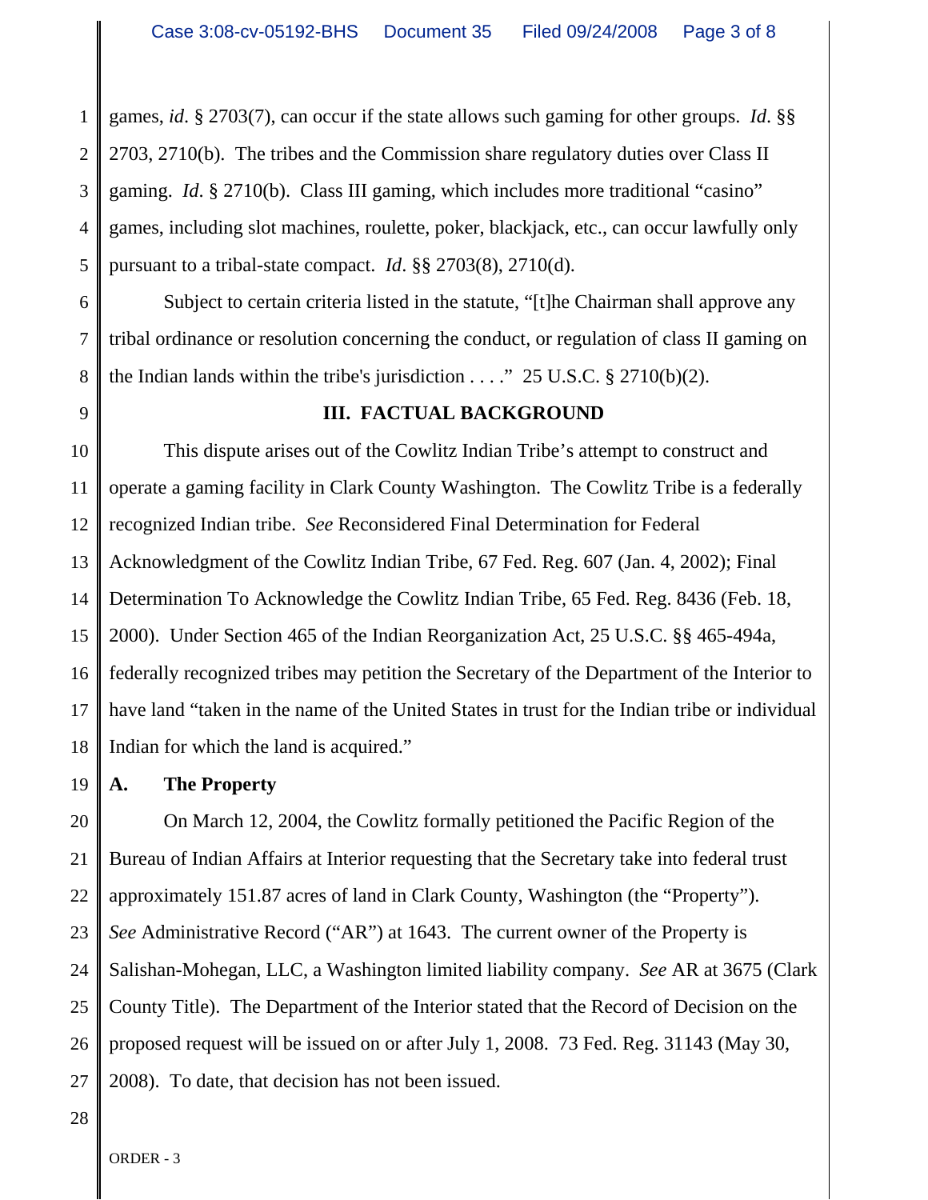games, *id*. § 2703(7), can occur if the state allows such gaming for other groups. *Id*. §§ 2703, 2710(b). The tribes and the Commission share regulatory duties over Class II gaming. *Id*. § 2710(b). Class III gaming, which includes more traditional "casino" games, including slot machines, roulette, poker, blackjack, etc., can occur lawfully only pursuant to a tribal-state compact. *Id*. §§ 2703(8), 2710(d).

Subject to certain criteria listed in the statute, "[t]he Chairman shall approve any tribal ordinance or resolution concerning the conduct, or regulation of class II gaming on the Indian lands within the tribe's jurisdiction . . . ." 25 U.S.C. § 2710(b)(2).

## III. FACTUAL BACKGROUND

This dispute arises out of the Cowlitz Indian Tribe's attempt to construct and operate a gaming facility in Clark County Washington. The Cowlitz Tribe is a federally recognized Indian tribe. *See* Reconsidered Final Determination for Federal Acknowledgment of the Cowlitz Indian Tribe, 67 Fed. Reg. 607 (Jan. 4, 2002); Final Determination To Acknowledge the Cowlitz Indian Tribe, 65 Fed. Reg. 8436 (Feb. 18, 2000). Under Section 465 of the Indian Reorganization Act, 25 U.S.C. §§ 465-494a, federally recognized tribes may petition the Secretary of the Department of the Interior to have land "taken in the name of the United States in trust for the Indian tribe or individual Indian for which the land is acquired."

### A. The Property

On March 12, 2004, the Cowlitz formally petitioned the Pacific Region of the Bureau of Indian Affairs at Interior requesting that the Secretary take into federal trust approximately 151.87 acres of land in Clark County, Washington (the "Property"). *See* Administrative Record ("AR") at 1643. The current owner of the Property is Salishan-Mohegan, LLC, a Washington limited liability company. *See* AR at 3675 (Clark County Title). The Department of the Interior stated that the Record of Decision on the proposed request will be issued on or after July 1, 2008. 73 Fed. Reg. 31143 (May 30, 2008). To date, that decision has not been issued.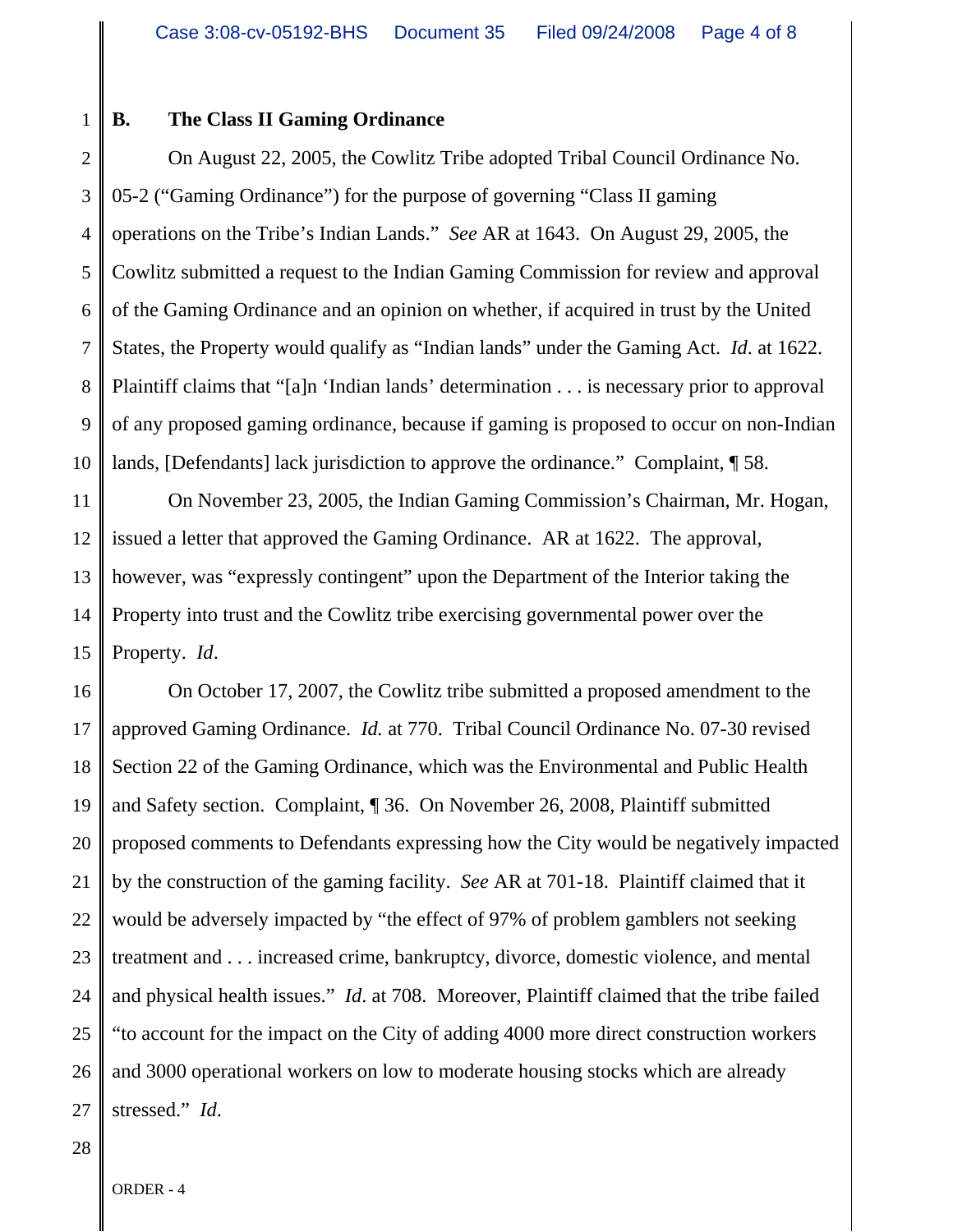### B. The Class II Gaming Ordinance

On August 22, 2005, the Cowlitz Tribe adopted Tribal Council Ordinance No. 05-2 ("Gaming Ordinance") for the purpose of governing "Class II gaming operations on the Tribe's Indian Lands." *See* AR at 1643. On August 29, 2005, the Cowlitz submitted a request to the Indian Gaming Commission for review and approval of the Gaming Ordinance and an opinion on whether, if acquired in trust by the United States, the Property would qualify as "Indian lands" under the Gaming Act. *Id*. at 1622. Plaintiff claims that "[a]n 'Indian lands' determination . . . is necessary prior to approval of any proposed gaming ordinance, because if gaming is proposed to occur on non-Indian lands, [Defendants] lack jurisdiction to approve the ordinance." Complaint, ¶ 58.

On November 23, 2005, the Indian Gaming Commission's Chairman, Mr. Hogan, issued a letter that approved the Gaming Ordinance. AR at 1622. The approval, however, was "expressly contingent" upon the Department of the Interior taking the Property into trust and the Cowlitz tribe exercising governmental power over the Property. *Id*.

On October 17, 2007, the Cowlitz tribe submitted a proposed amendment to the approved Gaming Ordinance. *Id.* at 770. Tribal Council Ordinance No. 07-30 revised Section 22 of the Gaming Ordinance, which was the Environmental and Public Health and Safety section. Complaint, ¶ 36. On November 26, 2008, Plaintiff submitted proposed comments to Defendants expressing how the City would be negatively impacted by the construction of the gaming facility. *See* AR at 701-18. Plaintiff claimed that it would be adversely impacted by "the effect of 97% of problem gamblers not seeking treatment and . . . increased crime, bankruptcy, divorce, domestic violence, and mental and physical health issues." *Id*. at 708. Moreover, Plaintiff claimed that the tribe failed "to account for the impact on the City of adding 4000 more direct construction workers and 3000 operational workers on low to moderate housing stocks which are already stressed." *Id*.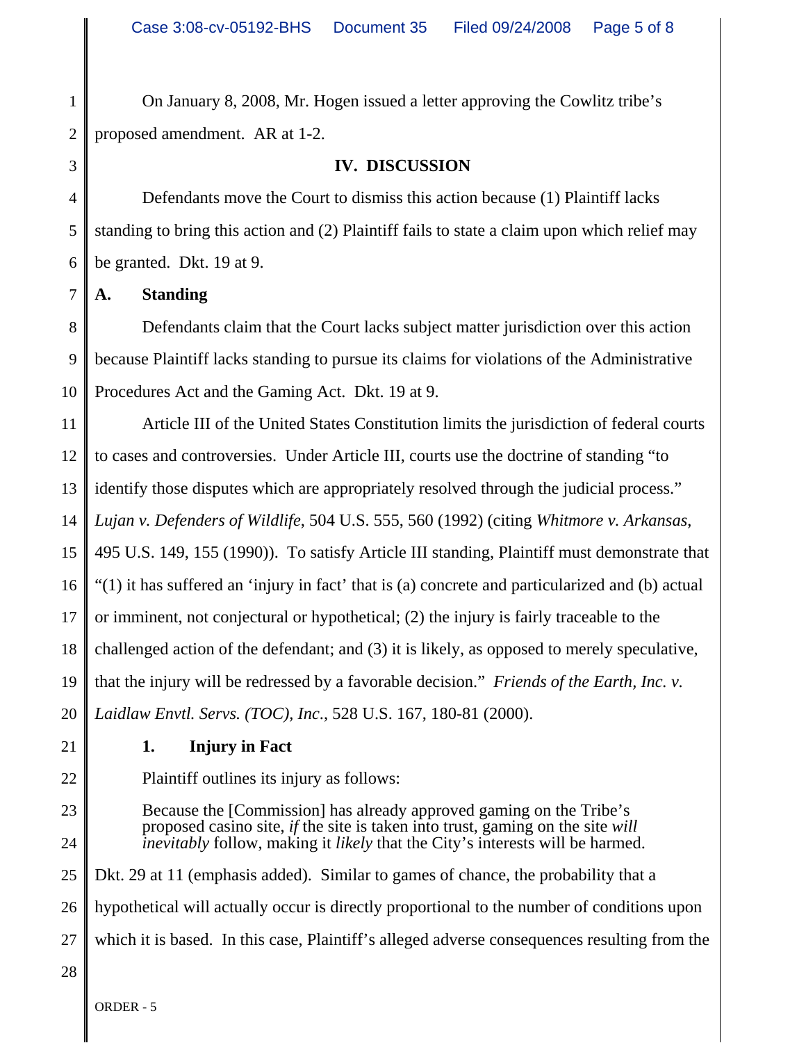On January 8, 2008, Mr. Hogen issued a letter approving the Cowlitz tribe's proposed amendment. AR at 1-2.

## IV. DISCUSSION

Defendants move the Court to dismiss this action because (1) Plaintiff lacks standing to bring this action and (2) Plaintiff fails to state a claim upon which relief may be granted. Dkt. 19 at 9.

### A. Standing

Defendants claim that the Court lacks subject matter jurisdiction over this action because Plaintiff lacks standing to pursue its claims for violations of the Administrative Procedures Act and the Gaming Act. Dkt. 19 at 9.

Article III of the United States Constitution limits the jurisdiction of federal courts to cases and controversies. Under Article III, courts use the doctrine of standing "to identify those disputes which are appropriately resolved through the judicial process." *Lujan v. Defenders of Wildlife*, 504 U.S. 555, 560 (1992) (citing *Whitmore v. Arkansas*, 495 U.S. 149, 155 (1990)). To satisfy Article III standing, Plaintiff must demonstrate that "(1) it has suffered an 'injury in fact' that is (a) concrete and particularized and (b) actual or imminent, not conjectural or hypothetical; (2) the injury is fairly traceable to the challenged action of the defendant; and (3) it is likely, as opposed to merely speculative, that the injury will be redressed by a favorable decision." *Friends of the Earth, Inc. v. Laidlaw Envtl. Servs. (TOC), Inc.*, 528 U.S. 167, 180-81 (2000).

#### 1. Injury in Fact

Plaintiff outlines its injury as follows:

> Because the [Commission] has already approved gaming on the Tribe's proposed casino site, *if* the site is taken into trust, gaming on the site *will inevitably* follow, making it *likely* that the City's interests will be harmed.

Dkt. 29 at 11 (emphasis added). Similar to games of chance, the probability that a hypothetical will actually occur is directly proportional to the number of conditions upon which it is based. In this case, Plaintiff's alleged adverse consequences resulting from the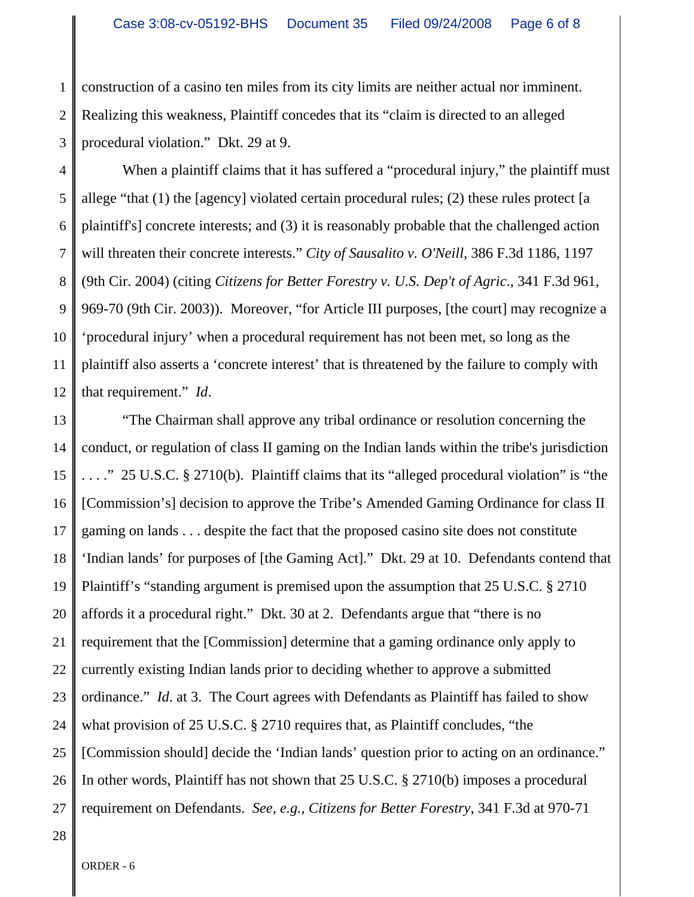construction of a casino ten miles from its city limits are neither actual nor imminent. Realizing this weakness, Plaintiff concedes that its "claim is directed to an alleged procedural violation." Dkt. 29 at 9.

When a plaintiff claims that it has suffered a "procedural injury," the plaintiff must allege "that (1) the [agency] violated certain procedural rules; (2) these rules protect [a plaintiff's] concrete interests; and (3) it is reasonably probable that the challenged action will threaten their concrete interests." *City of Sausalito v. O'Neill*, 386 F.3d 1186, 1197 (9th Cir. 2004) (citing *Citizens for Better Forestry v. U.S. Dep't of Agric.*, 341 F.3d 961, 969-70 (9th Cir. 2003)). Moreover, "for Article III purposes, [the court] may recognize a 'procedural injury' when a procedural requirement has not been met, so long as the plaintiff also asserts a 'concrete interest' that is threatened by the failure to comply with that requirement." *Id*.

"The Chairman shall approve any tribal ordinance or resolution concerning the conduct, or regulation of class II gaming on the Indian lands within the tribe's jurisdiction . . . ." 25 U.S.C. § 2710(b). Plaintiff claims that its "alleged procedural violation" is "the [Commission's] decision to approve the Tribe's Amended Gaming Ordinance for class II gaming on lands . . . despite the fact that the proposed casino site does not constitute 'Indian lands' for purposes of [the Gaming Act]." Dkt. 29 at 10. Defendants contend that Plaintiff's "standing argument is premised upon the assumption that 25 U.S.C. § 2710 affords it a procedural right." Dkt. 30 at 2. Defendants argue that "there is no requirement that the [Commission] determine that a gaming ordinance only apply to currently existing Indian lands prior to deciding whether to approve a submitted ordinance." *Id*. at 3. The Court agrees with Defendants as Plaintiff has failed to show what provision of 25 U.S.C. § 2710 requires that, as Plaintiff concludes, "the [Commission should] decide the 'Indian lands' question prior to acting on an ordinance." In other words, Plaintiff has not shown that 25 U.S.C. § 2710(b) imposes a procedural requirement on Defendants. *See, e.g., Citizens for Better Forestry*, 341 F.3d at 970-71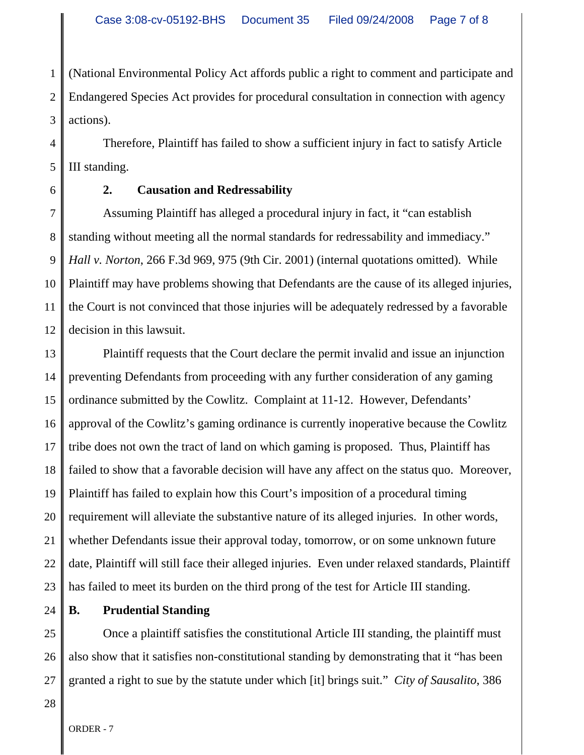(National Environmental Policy Act affords public a right to comment and participate and Endangered Species Act provides for procedural consultation in connection with agency actions).

Therefore, Plaintiff has failed to show a sufficient injury in fact to satisfy Article III standing.

### 2. Causation and Redressability

Assuming Plaintiff has alleged a procedural injury in fact, it "can establish standing without meeting all the normal standards for redressability and immediacy." *Hall v. Norton*, 266 F.3d 969, 975 (9th Cir. 2001) (internal quotations omitted). While Plaintiff may have problems showing that Defendants are the cause of its alleged injuries, the Court is not convinced that those injuries will be adequately redressed by a favorable decision in this lawsuit.

Plaintiff requests that the Court declare the permit invalid and issue an injunction preventing Defendants from proceeding with any further consideration of any gaming ordinance submitted by the Cowlitz. Complaint at 11-12. However, Defendants' approval of the Cowlitz's gaming ordinance is currently inoperative because the Cowlitz tribe does not own the tract of land on which gaming is proposed. Thus, Plaintiff has failed to show that a favorable decision will have any affect on the status quo. Moreover, Plaintiff has failed to explain how this Court's imposition of a procedural timing requirement will alleviate the substantive nature of its alleged injuries. In other words, whether Defendants issue their approval today, tomorrow, or on some unknown future date, Plaintiff will still face their alleged injuries. Even under relaxed standards, Plaintiff has failed to meet its burden on the third prong of the test for Article III standing.

## B. Prudential Standing

Once a plaintiff satisfies the constitutional Article III standing, the plaintiff must also show that it satisfies non-constitutional standing by demonstrating that it "has been granted a right to sue by the statute under which [it] brings suit." *City of Sausalito*, 386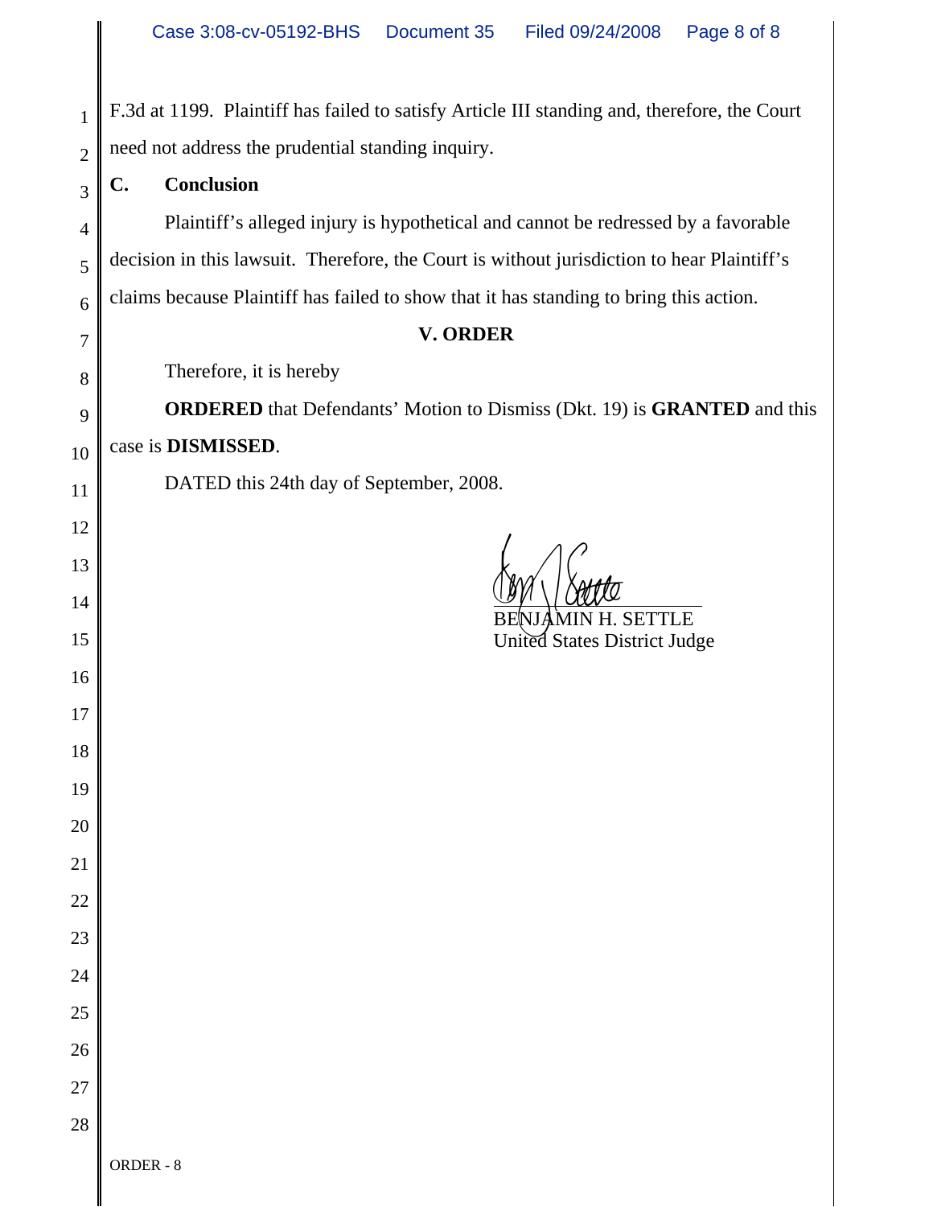F.3d at 1199. Plaintiff has failed to satisfy Article III standing and, therefore, the Court need not address the prudential standing inquiry.

### C. Conclusion

Plaintiff's alleged injury is hypothetical and cannot be redressed by a favorable decision in this lawsuit. Therefore, the Court is without jurisdiction to hear Plaintiff's claims because Plaintiff has failed to show that it has standing to bring this action.

## V. ORDER

Therefore, it is hereby

**ORDERED** that Defendants' Motion to Dismiss (Dkt. 19) is **GRANTED** and this case is **DISMISSED**.

DATED this 24th day of September, 2008.

BENJAMIN H. SETTLE
United States District Judge

ORDER - 8